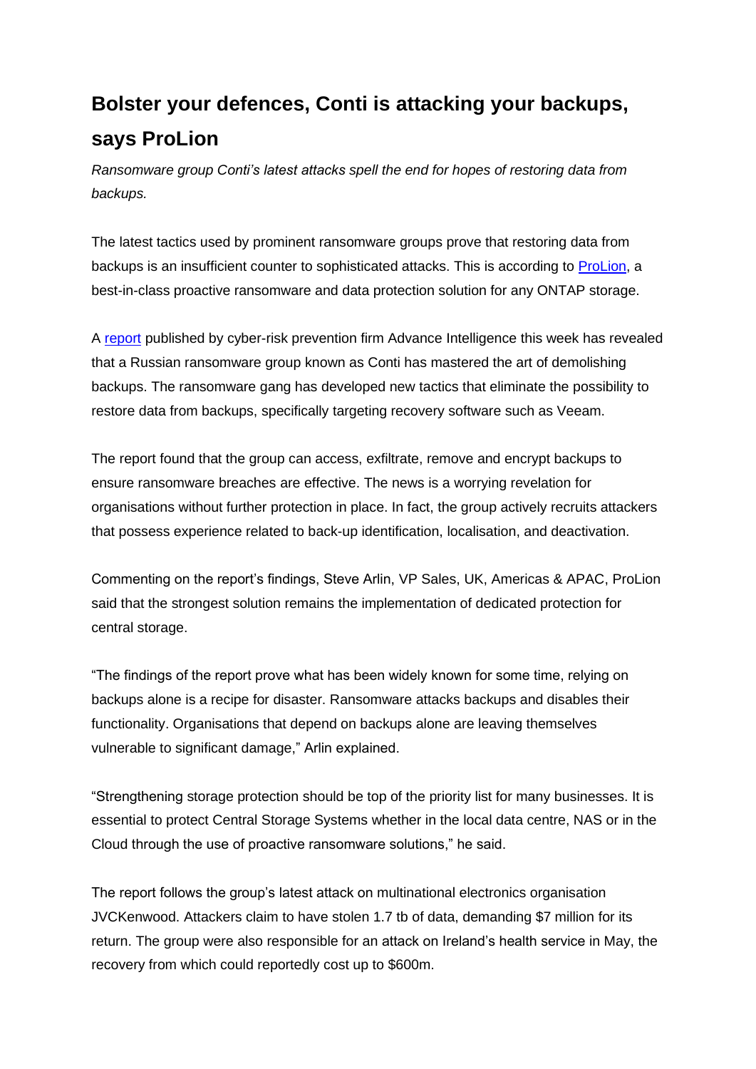# Bolster your defences, Conti is attacking your backups, says ProLion

*Ransomware group Conti's latest attacks spell the end for hopes of restoring data from backups.*

The latest tactics used by prominent ransomware groups prove that restoring data from backups is an insufficient counter to sophisticated attacks. This is according to [ProLion](), a best-in-class proactive ransomware and data protection solution for any ONTAP storage.

A [report]() published by cyber-risk prevention firm Advance Intelligence this week has revealed that a Russian ransomware group known as Conti has mastered the art of demolishing backups. The ransomware gang has developed new tactics that eliminate the possibility to restore data from backups, specifically targeting recovery software such as Veeam.

The report found that the group can access, exfiltrate, remove and encrypt backups to ensure ransomware breaches are effective. The news is a worrying revelation for organisations without further protection in place. In fact, the group actively recruits attackers that possess experience related to back-up identification, localisation, and deactivation.

Commenting on the report's findings, Steve Arlin, VP Sales, UK, Americas & APAC, ProLion said that the strongest solution remains the implementation of dedicated protection for central storage.

"The findings of the report prove what has been widely known for some time, relying on backups alone is a recipe for disaster. Ransomware attacks backups and disables their functionality. Organisations that depend on backups alone are leaving themselves vulnerable to significant damage," Arlin explained.

"Strengthening storage protection should be top of the priority list for many businesses. It is essential to protect Central Storage Systems whether in the local data centre, NAS or in the Cloud through the use of proactive ransomware solutions," he said.

The report follows the group's latest attack on multinational electronics organisation JVCKenwood. Attackers claim to have stolen 1.7 tb of data, demanding $7 million for its return. The group were also responsible for an attack on Ireland's health service in May, the recovery from which could reportedly cost up to $600m.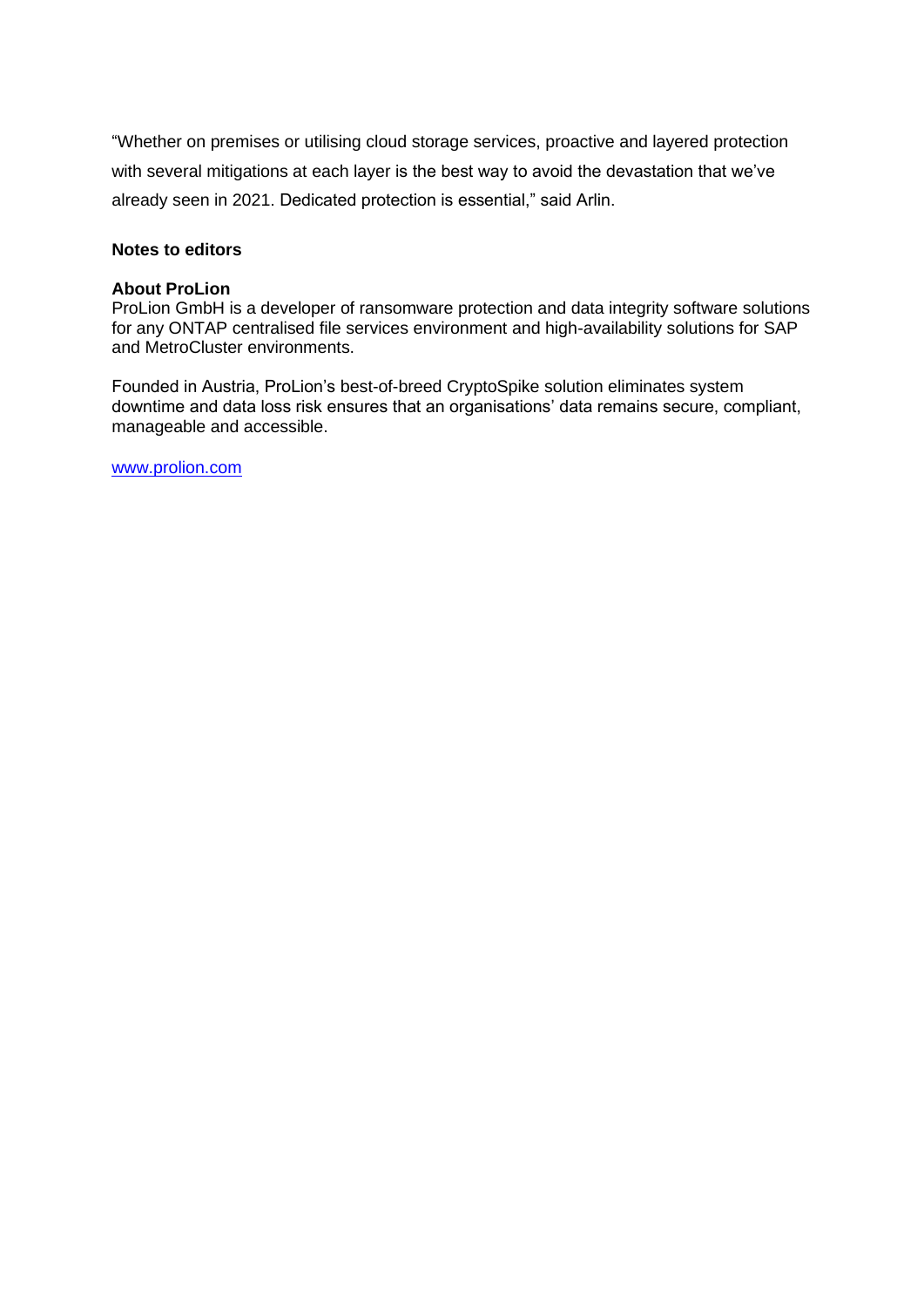"Whether on premises or utilising cloud storage services, proactive and layered protection with several mitigations at each layer is the best way to avoid the devastation that we've already seen in 2021. Dedicated protection is essential," said Arlin.

**Notes to editors**

**About ProLion**
ProLion GmbH is a developer of ransomware protection and data integrity software solutions for any ONTAP centralised file services environment and high-availability solutions for SAP and MetroCluster environments.

Founded in Austria, ProLion's best-of-breed CryptoSpike solution eliminates system downtime and data loss risk ensures that an organisations' data remains secure, compliant, manageable and accessible.

www.prolion.com